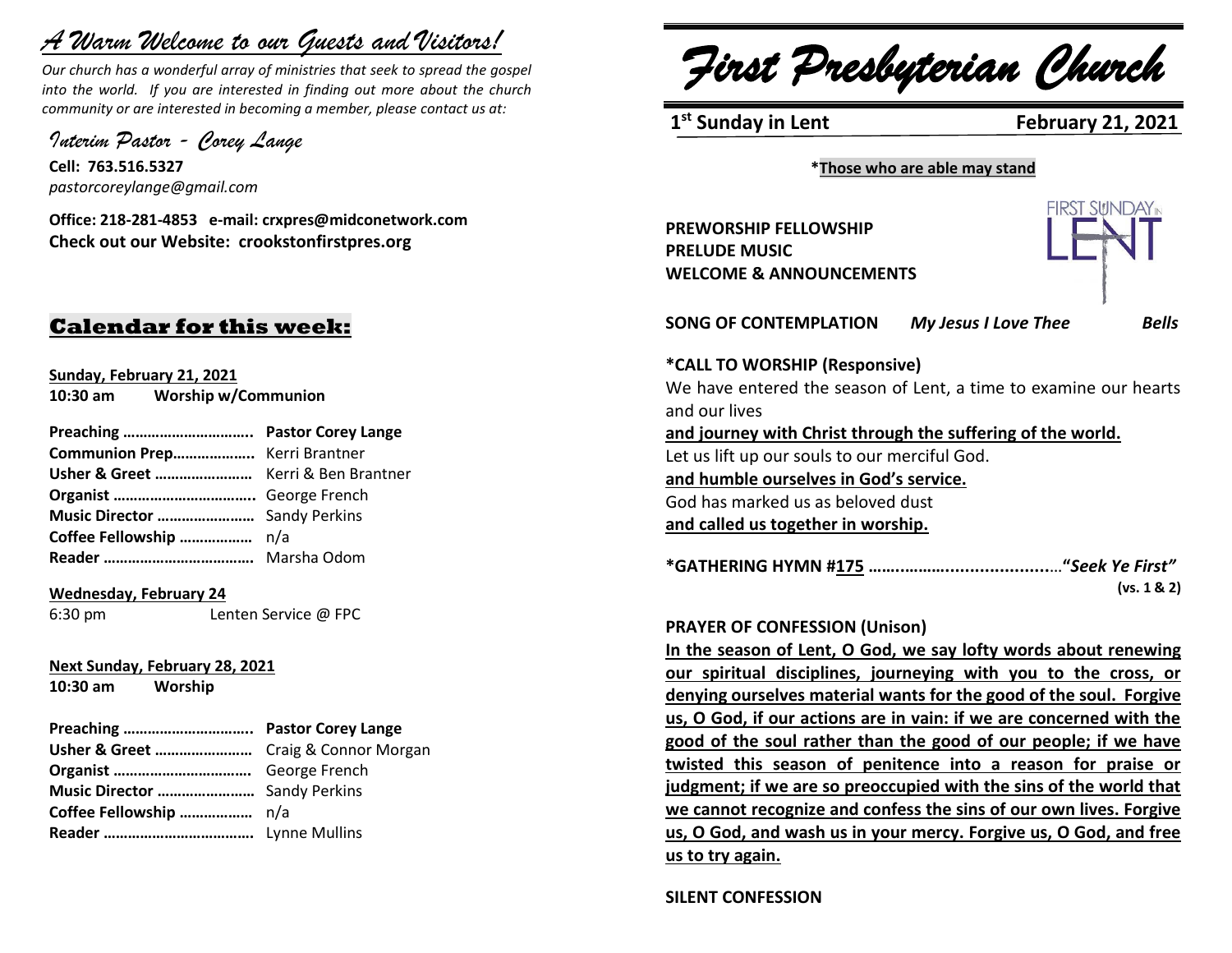# *A Warm Welcome to our Guests and Visitors!*

*Our church has a wonderful array of ministries that seek to spread the gospel into the world. If you are interested in finding out more about the church community or are interested in becoming a member, please contact us at:*

*Interim Pastor - Corey Lange*

**Cell: 763.516.5327**
*pastorcoreylange@gmail.com*

**Office: 218-281-4853 e-mail: crxpres@midconetwork.com**
**Check out our Website: crookstonfirstpres.org**

## Calendar for this week:

**Sunday, February 21, 2021**
**10:30 am Worship w/Communion**

**Preaching ………………………….. Pastor Corey Lange**
**Communion Prep………………..** Kerri Brantner
**Usher & Greet ……………………** Kerri & Ben Brantner
**Organist ……………………………..** George French
**Music Director ……………………** Sandy Perkins
**Coffee Fellowship ………………** n/a
**Reader ……………………………….** Marsha Odom

**Wednesday, February 24**
6:30 pm Lenten Service @ FPC

**Next Sunday, February 28, 2021**
**10:30 am Worship**

**Preaching ………………………….. Pastor Corey Lange**
**Usher & Greet ……………………** Craig & Connor Morgan
**Organist …………………………….** George French
**Music Director ……………………** Sandy Perkins
**Coffee Fellowship ………………** n/a
**Reader ……………………………….** Lynne Mullins

# *First Presbyterian Church*

**1st Sunday in Lent** **February 21, 2021**

**\*Those who are able may stand**

FIRST SUNDAY IN LENT

**PREWORSHIP FELLOWSHIP**
**PRELUDE MUSIC**
**WELCOME & ANNOUNCEMENTS**

**SONG OF CONTEMPLATION** ***My Jesus I Love Thee*** ***Bells***

**\*CALL TO WORSHIP (Responsive)**
We have entered the season of Lent, a time to examine our hearts and our lives
**and journey with Christ through the suffering of the world.**
Let us lift up our souls to our merciful God.
**and humble ourselves in God's service.**
God has marked us as beloved dust
**and called us together in worship.**

**\*GATHERING HYMN #175 ……………......................…"*Seek Ye First*"**
**(vs. 1 & 2)**

**PRAYER OF CONFESSION (Unison)**
**In the season of Lent, O God, we say lofty words about renewing our spiritual disciplines, journeying with you to the cross, or denying ourselves material wants for the good of the soul. Forgive us, O God, if our actions are in vain: if we are concerned with the good of the soul rather than the good of our people; if we have twisted this season of penitence into a reason for praise or judgment; if we are so preoccupied with the sins of the world that we cannot recognize and confess the sins of our own lives. Forgive us, O God, and wash us in your mercy. Forgive us, O God, and free us to try again.**

**SILENT CONFESSION**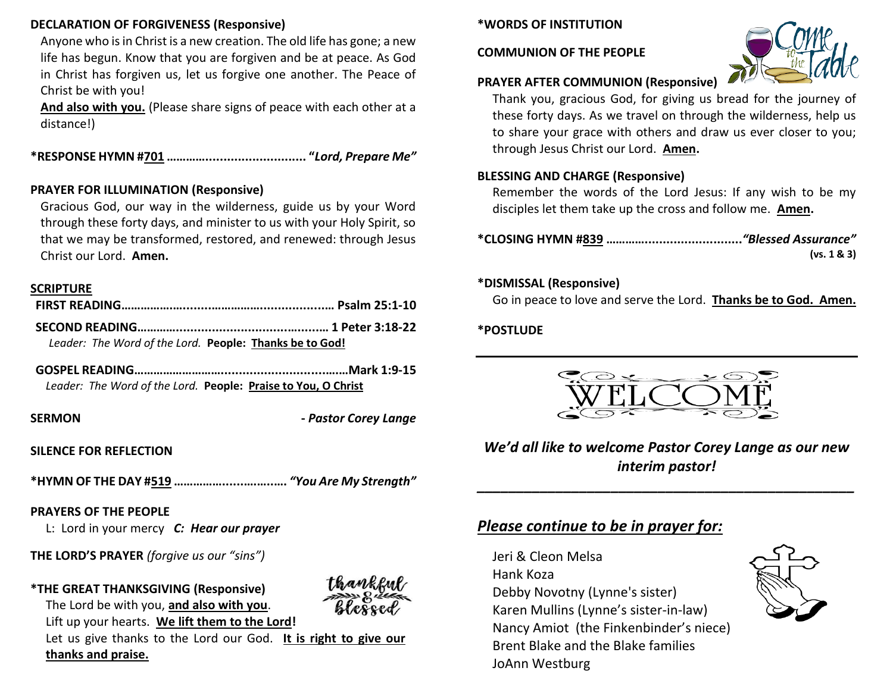**DECLARATION OF FORGIVENESS (Responsive)**

Anyone who is in Christ is a new creation. The old life has gone; a new life has begun. Know that you are forgiven and be at peace. As God in Christ has forgiven us, let us forgive one another. The Peace of Christ be with you!

**And also with you.** (Please share signs of peace with each other at a distance!)

**\*RESPONSE HYMN #701 ……….......................... "*Lord, Prepare Me*"**

**PRAYER FOR ILLUMINATION (Responsive)**

Gracious God, our way in the wilderness, guide us by your Word through these forty days, and minister to us with your Holy Spirit, so that we may be transformed, restored, and renewed: through Jesus Christ our Lord. **Amen.**

**SCRIPTURE**

**FIRST READING………………..........……….............…… Psalm 25:1-10**

**SECOND READING………...........................……......… 1 Peter 3:18-22**

*Leader: The Word of the Lord.* **People: Thanks be to God!**

**GOSPEL READING………………………...............................……Mark 1:9-15**

*Leader: The Word of the Lord.* **People: Praise to You, O Christ**

**SERMON** **- *Pastor Corey Lange***

**SILENCE FOR REFLECTION**

**\*HYMN OF THE DAY #519 …………….....……..…. *"You Are My Strength"***

**PRAYERS OF THE PEOPLE**

L: Lord in your mercy ***C: Hear our prayer***

**THE LORD'S PRAYER** *(forgive us our "sins")*

**\*THE GREAT THANKSGIVING (Responsive)**

The Lord be with you, **and also with you**.

Lift up your hearts. **We lift them to the Lord!**

Let us give thanks to the Lord our God. **It is right to give our thanks and praise.**

**\*WORDS OF INSTITUTION**

**COMMUNION OF THE PEOPLE**

**PRAYER AFTER COMMUNION (Responsive)**

Thank you, gracious God, for giving us bread for the journey of these forty days. As we travel on through the wilderness, help us to share your grace with others and draw us ever closer to you; through Jesus Christ our Lord. **Amen.**

**BLESSING AND CHARGE (Responsive)**

Remember the words of the Lord Jesus: If any wish to be my disciples let them take up the cross and follow me. **Amen.**

**\*CLOSING HYMN #839 ……….......................... *"Blessed Assurance"***
**(vs. 1 & 3)**

**\*DISMISSAL (Responsive)**

Go in peace to love and serve the Lord. **Thanks be to God. Amen.**

**\*POSTLUDE**

---

WELCOME

***We'd all like to welcome Pastor Corey Lange as our new interim pastor!***

---

## *Please continue to be in prayer for:*

Jeri & Cleon Melsa
Hank Koza
Debby Novotny (Lynne's sister)
Karen Mullins (Lynne's sister-in-law)
Nancy Amiot (the Finkenbinder's niece)
Brent Blake and the Blake families
JoAnn Westburg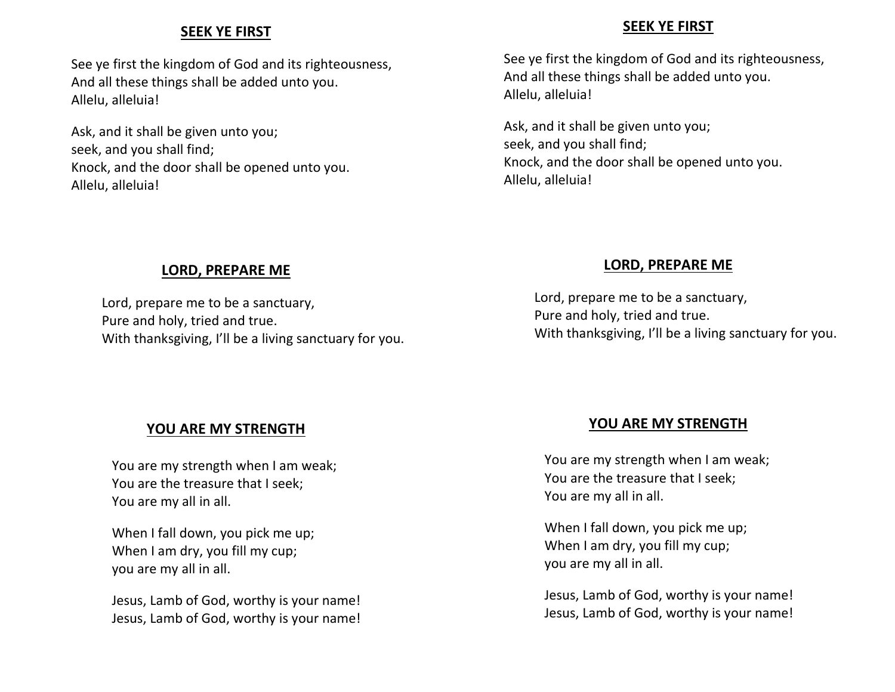## SEEK YE FIRST

See ye first the kingdom of God and its righteousness,
And all these things shall be added unto you.
Allelu, alleluia!

Ask, and it shall be given unto you;
seek, and you shall find;
Knock, and the door shall be opened unto you.
Allelu, alleluia!

## LORD, PREPARE ME

Lord, prepare me to be a sanctuary,
Pure and holy, tried and true.
With thanksgiving, I'll be a living sanctuary for you.

## YOU ARE MY STRENGTH

You are my strength when I am weak;
You are the treasure that I seek;
You are my all in all.

When I fall down, you pick me up;
When I am dry, you fill my cup;
you are my all in all.

Jesus, Lamb of God, worthy is your name!
Jesus, Lamb of God, worthy is your name!

## SEEK YE FIRST

See ye first the kingdom of God and its righteousness,
And all these things shall be added unto you.
Allelu, alleluia!

Ask, and it shall be given unto you;
seek, and you shall find;
Knock, and the door shall be opened unto you.
Allelu, alleluia!

## LORD, PREPARE ME

Lord, prepare me to be a sanctuary,
Pure and holy, tried and true.
With thanksgiving, I'll be a living sanctuary for you.

## YOU ARE MY STRENGTH

You are my strength when I am weak;
You are the treasure that I seek;
You are my all in all.

When I fall down, you pick me up;
When I am dry, you fill my cup;
you are my all in all.

Jesus, Lamb of God, worthy is your name!
Jesus, Lamb of God, worthy is your name!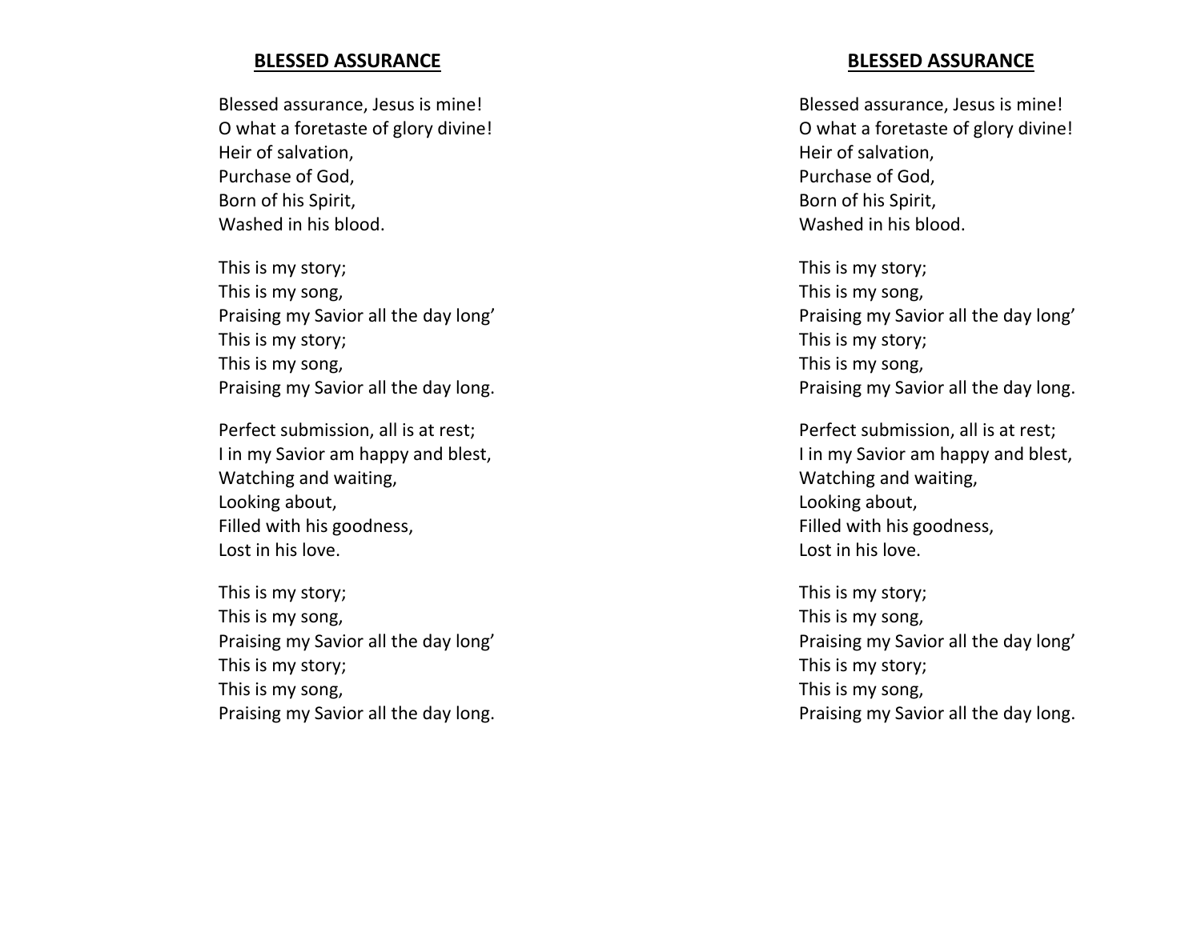**BLESSED ASSURANCE**

Blessed assurance, Jesus is mine!
O what a foretaste of glory divine!
Heir of salvation,
Purchase of God,
Born of his Spirit,
Washed in his blood.

This is my story;
This is my song,
Praising my Savior all the day long'
This is my story;
This is my song,
Praising my Savior all the day long.

Perfect submission, all is at rest;
I in my Savior am happy and blest,
Watching and waiting,
Looking about,
Filled with his goodness,
Lost in his love.

This is my story;
This is my song,
Praising my Savior all the day long'
This is my story;
This is my song,
Praising my Savior all the day long.

**BLESSED ASSURANCE**

Blessed assurance, Jesus is mine!
O what a foretaste of glory divine!
Heir of salvation,
Purchase of God,
Born of his Spirit,
Washed in his blood.

This is my story;
This is my song,
Praising my Savior all the day long'
This is my story;
This is my song,
Praising my Savior all the day long.

Perfect submission, all is at rest;
I in my Savior am happy and blest,
Watching and waiting,
Looking about,
Filled with his goodness,
Lost in his love.

This is my story;
This is my song,
Praising my Savior all the day long'
This is my story;
This is my song,
Praising my Savior all the day long.